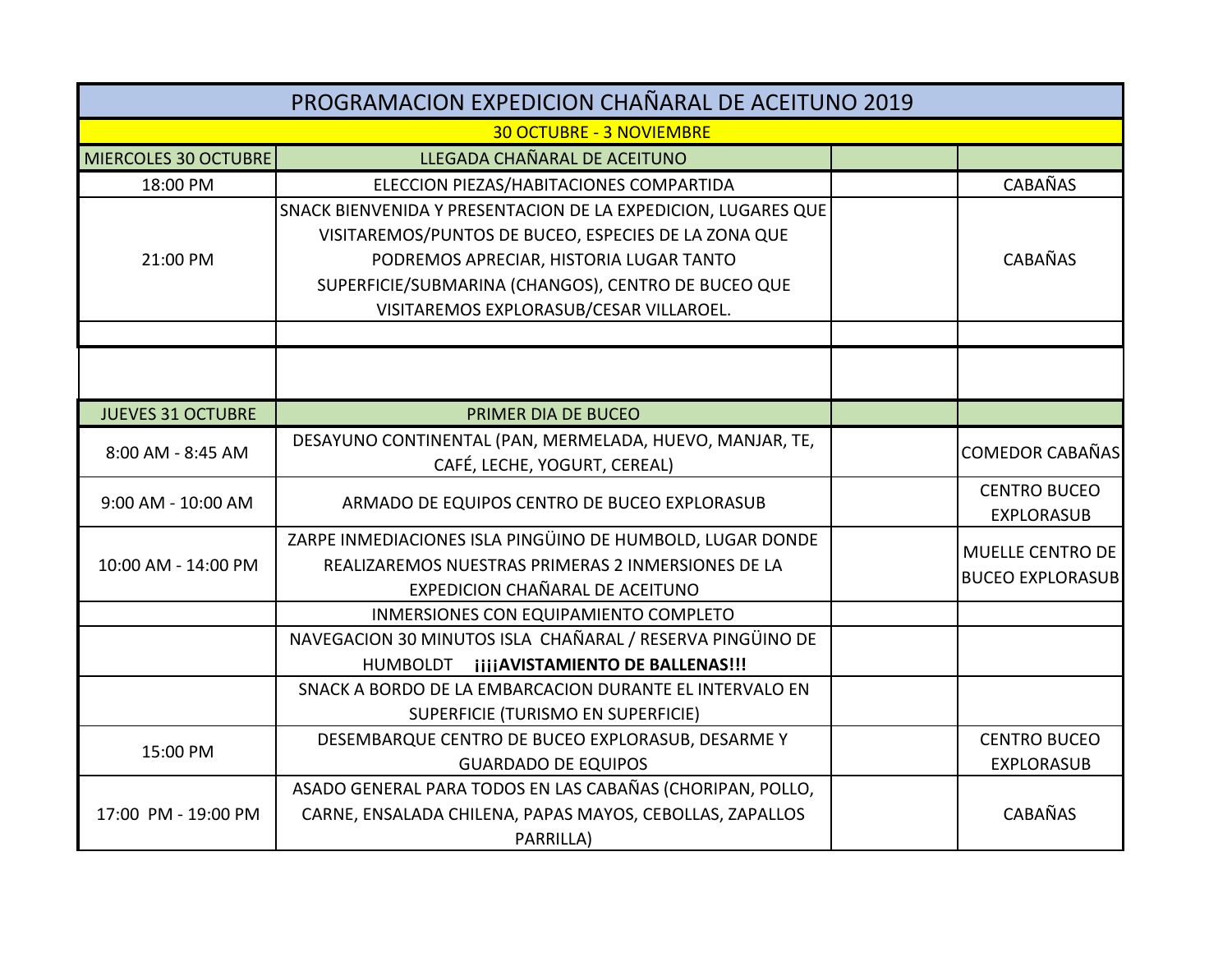| PROGRAMACION EXPEDICION CHAÑARAL DE ACEITUNO 2019 | | | |
|---|---|---|---|
| 30 OCTUBRE - 3 NOVIEMBRE | | | |
| MIERCOLES 30 OCTUBRE | LLEGADA CHAÑARAL DE ACEITUNO | | |
| 18:00 PM | ELECCION PIEZAS/HABITACIONES COMPARTIDA | | CABAÑAS |
| 21:00 PM | SNACK BIENVENIDA Y PRESENTACION DE LA EXPEDICION, LUGARES QUE VISITAREMOS/PUNTOS DE BUCEO, ESPECIES DE LA ZONA QUE PODREMOS APRECIAR, HISTORIA LUGAR TANTO SUPERFICIE/SUBMARINA (CHANGOS), CENTRO DE BUCEO QUE VISITAREMOS EXPLORASUB/CESAR VILLAROEL. | | CABAÑAS |
| | | | |
| | | | |
| JUEVES 31 OCTUBRE | PRIMER DIA DE BUCEO | | |
| 8:00 AM - 8:45 AM | DESAYUNO CONTINENTAL (PAN, MERMELADA, HUEVO, MANJAR, TE, CAFÉ, LECHE, YOGURT, CEREAL) | | COMEDOR CABAÑAS |
| 9:00 AM - 10:00 AM | ARMADO DE EQUIPOS CENTRO DE BUCEO EXPLORASUB | | CENTRO BUCEO EXPLORASUB |
| 10:00 AM - 14:00 PM | ZARPE INMEDIACIONES ISLA PINGÜINO DE HUMBOLD, LUGAR DONDE REALIZAREMOS NUESTRAS PRIMERAS 2 INMERSIONES DE LA EXPEDICION CHAÑARAL DE ACEITUNO | | MUELLE CENTRO DE BUCEO EXPLORASUB |
| | INMERSIONES CON EQUIPAMIENTO COMPLETO | | |
| | NAVEGACION 30 MINUTOS ISLA CHAÑARAL / RESERVA PINGÜINO DE HUMBOLDT **¡¡¡¡AVISTAMIENTO DE BALLENAS!!!** | | |
| | SNACK A BORDO DE LA EMBARCACION DURANTE EL INTERVALO EN SUPERFICIE (TURISMO EN SUPERFICIE) | | |
| 15:00 PM | DESEMBARQUE CENTRO DE BUCEO EXPLORASUB, DESARME Y GUARDADO DE EQUIPOS | | CENTRO BUCEO EXPLORASUB |
| 17:00 PM - 19:00 PM | ASADO GENERAL PARA TODOS EN LAS CABAÑAS (CHORIPAN, POLLO, CARNE, ENSALADA CHILENA, PAPAS MAYOS, CEBOLLAS, ZAPALLOS PARRILLA) | | CABAÑAS |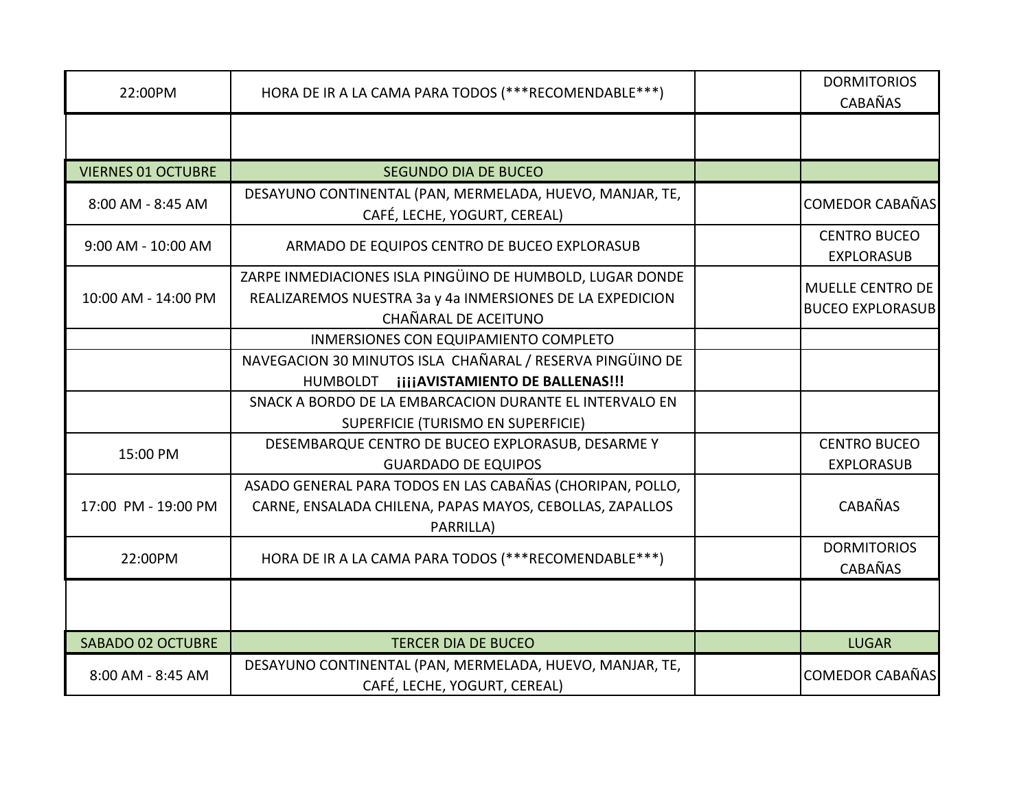| | | | |
|---|---|---|---|
| 22:00PM | HORA DE IR A LA CAMA PARA TODOS (***RECOMENDABLE***) | | DORMITORIOS CABAÑAS |
| | | | |
| VIERNES 01 OCTUBRE | SEGUNDO DIA DE BUCEO | | |
| 8:00 AM - 8:45 AM | DESAYUNO CONTINENTAL (PAN, MERMELADA, HUEVO, MANJAR, TE, CAFÉ, LECHE, YOGURT, CEREAL) | | COMEDOR CABAÑAS |
| 9:00 AM - 10:00 AM | ARMADO DE EQUIPOS CENTRO DE BUCEO EXPLORASUB | | CENTRO BUCEO EXPLORASUB |
| 10:00 AM - 14:00 PM | ZARPE INMEDIACIONES ISLA PINGÜINO DE HUMBOLD, LUGAR DONDE REALIZAREMOS NUESTRA 3a y 4a INMERSIONES DE LA EXPEDICION CHAÑARAL DE ACEITUNO | | MUELLE CENTRO DE BUCEO EXPLORASUB |
| | INMERSIONES CON EQUIPAMIENTO COMPLETO | | |
| | NAVEGACION 30 MINUTOS ISLA CHAÑARAL / RESERVA PINGÜINO DE HUMBOLDT **¡¡¡¡AVISTAMIENTO DE BALLENAS!!!** | | |
| | SNACK A BORDO DE LA EMBARCACION DURANTE EL INTERVALO EN SUPERFICIE (TURISMO EN SUPERFICIE) | | |
| 15:00 PM | DESEMBARQUE CENTRO DE BUCEO EXPLORASUB, DESARME Y GUARDADO DE EQUIPOS | | CENTRO BUCEO EXPLORASUB |
| 17:00 PM - 19:00 PM | ASADO GENERAL PARA TODOS EN LAS CABAÑAS (CHORIPAN, POLLO, CARNE, ENSALADA CHILENA, PAPAS MAYOS, CEBOLLAS, ZAPALLOS PARRILLA) | | CABAÑAS |
| 22:00PM | HORA DE IR A LA CAMA PARA TODOS (***RECOMENDABLE***) | | DORMITORIOS CABAÑAS |
| | | | |
| SABADO 02 OCTUBRE | TERCER DIA DE BUCEO | | LUGAR |
| 8:00 AM - 8:45 AM | DESAYUNO CONTINENTAL (PAN, MERMELADA, HUEVO, MANJAR, TE, CAFÉ, LECHE, YOGURT, CEREAL) | | COMEDOR CABAÑAS |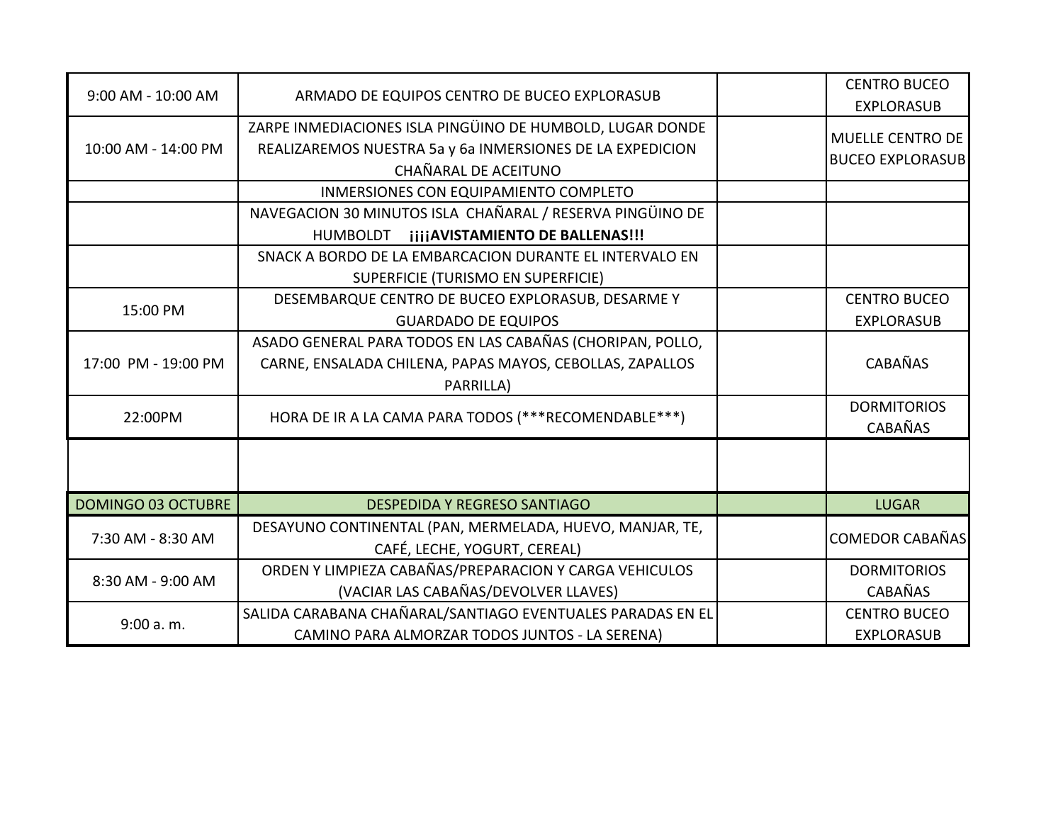| | | | |
|---|---|---|---|
| 9:00 AM - 10:00 AM | ARMADO DE EQUIPOS CENTRO DE BUCEO EXPLORASUB | | CENTRO BUCEO EXPLORASUB |
| 10:00 AM - 14:00 PM | ZARPE INMEDIACIONES ISLA PINGÜINO DE HUMBOLD, LUGAR DONDE REALIZAREMOS NUESTRA 5a y 6a INMERSIONES DE LA EXPEDICION CHAÑARAL DE ACEITUNO | | MUELLE CENTRO DE BUCEO EXPLORASUB |
| | INMERSIONES CON EQUIPAMIENTO COMPLETO | | |
| | NAVEGACION 30 MINUTOS ISLA CHAÑARAL / RESERVA PINGÜINO DE HUMBOLDT **¡¡¡¡AVISTAMIENTO DE BALLENAS!!!** | | |
| | SNACK A BORDO DE LA EMBARCACION DURANTE EL INTERVALO EN SUPERFICIE (TURISMO EN SUPERFICIE) | | |
| 15:00 PM | DESEMBARQUE CENTRO DE BUCEO EXPLORASUB, DESARME Y GUARDADO DE EQUIPOS | | CENTRO BUCEO EXPLORASUB |
| 17:00 PM - 19:00 PM | ASADO GENERAL PARA TODOS EN LAS CABAÑAS (CHORIPAN, POLLO, CARNE, ENSALADA CHILENA, PAPAS MAYOS, CEBOLLAS, ZAPALLOS PARRILLA) | | CABAÑAS |
| 22:00PM | HORA DE IR A LA CAMA PARA TODOS (***RECOMENDABLE***) | | DORMITORIOS CABAÑAS |
| | | | |
| DOMINGO 03 OCTUBRE | DESPEDIDA Y REGRESO SANTIAGO | | LUGAR |
| 7:30 AM - 8:30 AM | DESAYUNO CONTINENTAL (PAN, MERMELADA, HUEVO, MANJAR, TE, CAFÉ, LECHE, YOGURT, CEREAL) | | COMEDOR CABAÑAS |
| 8:30 AM - 9:00 AM | ORDEN Y LIMPIEZA CABAÑAS/PREPARACION Y CARGA VEHICULOS (VACIAR LAS CABAÑAS/DEVOLVER LLAVES) | | DORMITORIOS CABAÑAS |
| 9:00 a. m. | SALIDA CARABANA CHAÑARAL/SANTIAGO EVENTUALES PARADAS EN EL CAMINO PARA ALMORZAR TODOS JUNTOS - LA SERENA) | | CENTRO BUCEO EXPLORASUB |